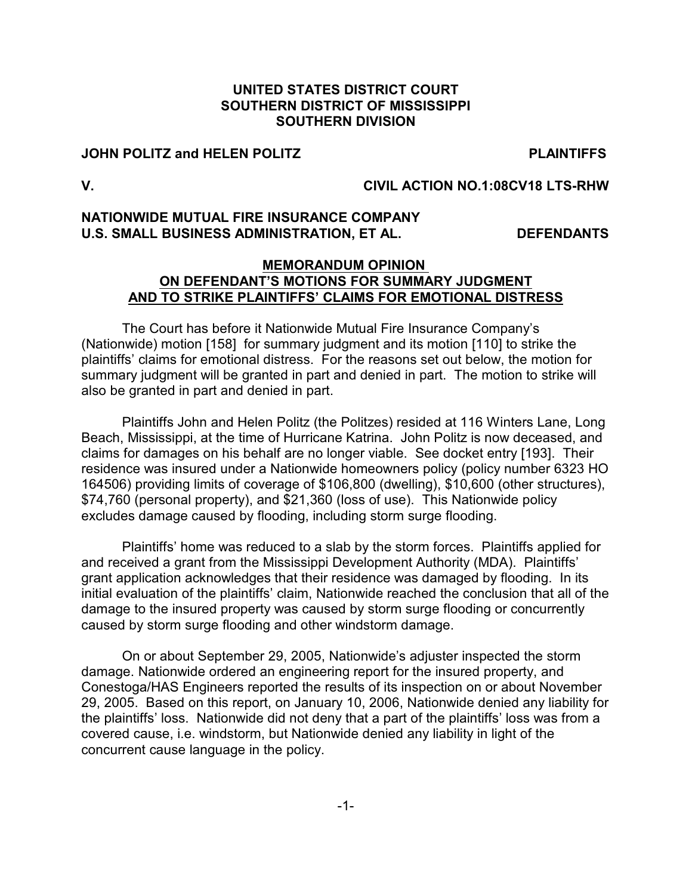**UNITED STATES DISTRICT COURT**
**SOUTHERN DISTRICT OF MISSISSIPPI**
**SOUTHERN DIVISION**

**JOHN POLITZ and HELEN POLITZ** **PLAINTIFFS**

**V.** **CIVIL ACTION NO.1:08CV18 LTS-RHW**

**NATIONWIDE MUTUAL FIRE INSURANCE COMPANY**
**U.S. SMALL BUSINESS ADMINISTRATION, ET AL.** **DEFENDANTS**

**MEMORANDUM OPINION**
**ON DEFENDANT'S MOTIONS FOR SUMMARY JUDGMENT**
**AND TO STRIKE PLAINTIFFS' CLAIMS FOR EMOTIONAL DISTRESS**

The Court has before it Nationwide Mutual Fire Insurance Company's (Nationwide) motion [158] for summary judgment and its motion [110] to strike the plaintiffs' claims for emotional distress. For the reasons set out below, the motion for summary judgment will be granted in part and denied in part. The motion to strike will also be granted in part and denied in part.

Plaintiffs John and Helen Politz (the Politzes) resided at 116 Winters Lane, Long Beach, Mississippi, at the time of Hurricane Katrina. John Politz is now deceased, and claims for damages on his behalf are no longer viable. See docket entry [193]. Their residence was insured under a Nationwide homeowners policy (policy number 6323 HO 164506) providing limits of coverage of $106,800 (dwelling), $10,600 (other structures), $74,760 (personal property), and $21,360 (loss of use). This Nationwide policy excludes damage caused by flooding, including storm surge flooding.

Plaintiffs' home was reduced to a slab by the storm forces. Plaintiffs applied for and received a grant from the Mississippi Development Authority (MDA). Plaintiffs' grant application acknowledges that their residence was damaged by flooding. In its initial evaluation of the plaintiffs' claim, Nationwide reached the conclusion that all of the damage to the insured property was caused by storm surge flooding or concurrently caused by storm surge flooding and other windstorm damage.

On or about September 29, 2005, Nationwide's adjuster inspected the storm damage. Nationwide ordered an engineering report for the insured property, and Conestoga/HAS Engineers reported the results of its inspection on or about November 29, 2005. Based on this report, on January 10, 2006, Nationwide denied any liability for the plaintiffs' loss. Nationwide did not deny that a part of the plaintiffs' loss was from a covered cause, i.e. windstorm, but Nationwide denied any liability in light of the concurrent cause language in the policy.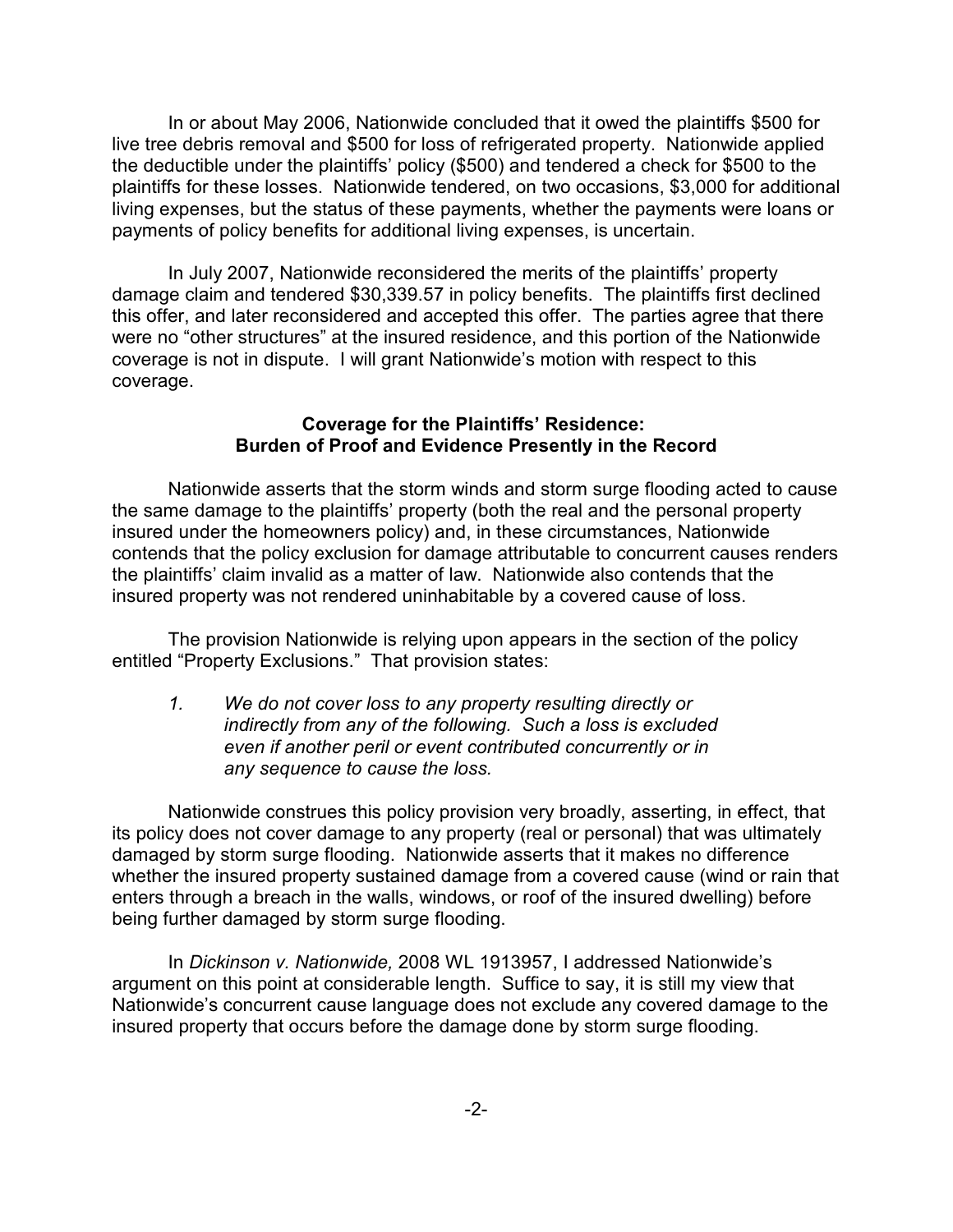In or about May 2006, Nationwide concluded that it owed the plaintiffs $500 for live tree debris removal and $500 for loss of refrigerated property. Nationwide applied the deductible under the plaintiffs' policy ($500) and tendered a check for $500 to the plaintiffs for these losses. Nationwide tendered, on two occasions, $3,000 for additional living expenses, but the status of these payments, whether the payments were loans or payments of policy benefits for additional living expenses, is uncertain.

In July 2007, Nationwide reconsidered the merits of the plaintiffs' property damage claim and tendered $30,339.57 in policy benefits. The plaintiffs first declined this offer, and later reconsidered and accepted this offer. The parties agree that there were no "other structures" at the insured residence, and this portion of the Nationwide coverage is not in dispute. I will grant Nationwide's motion with respect to this coverage.

**Coverage for the Plaintiffs' Residence: Burden of Proof and Evidence Presently in the Record**

Nationwide asserts that the storm winds and storm surge flooding acted to cause the same damage to the plaintiffs' property (both the real and the personal property insured under the homeowners policy) and, in these circumstances, Nationwide contends that the policy exclusion for damage attributable to concurrent causes renders the plaintiffs' claim invalid as a matter of law. Nationwide also contends that the insured property was not rendered uninhabitable by a covered cause of loss.

The provision Nationwide is relying upon appears in the section of the policy entitled "Property Exclusions." That provision states:

> *1. We do not cover loss to any property resulting directly or indirectly from any of the following. Such a loss is excluded even if another peril or event contributed concurrently or in any sequence to cause the loss.*

Nationwide construes this policy provision very broadly, asserting, in effect, that its policy does not cover damage to any property (real or personal) that was ultimately damaged by storm surge flooding. Nationwide asserts that it makes no difference whether the insured property sustained damage from a covered cause (wind or rain that enters through a breach in the walls, windows, or roof of the insured dwelling) before being further damaged by storm surge flooding.

In *Dickinson v. Nationwide,* 2008 WL 1913957, I addressed Nationwide's argument on this point at considerable length. Suffice to say, it is still my view that Nationwide's concurrent cause language does not exclude any covered damage to the insured property that occurs before the damage done by storm surge flooding.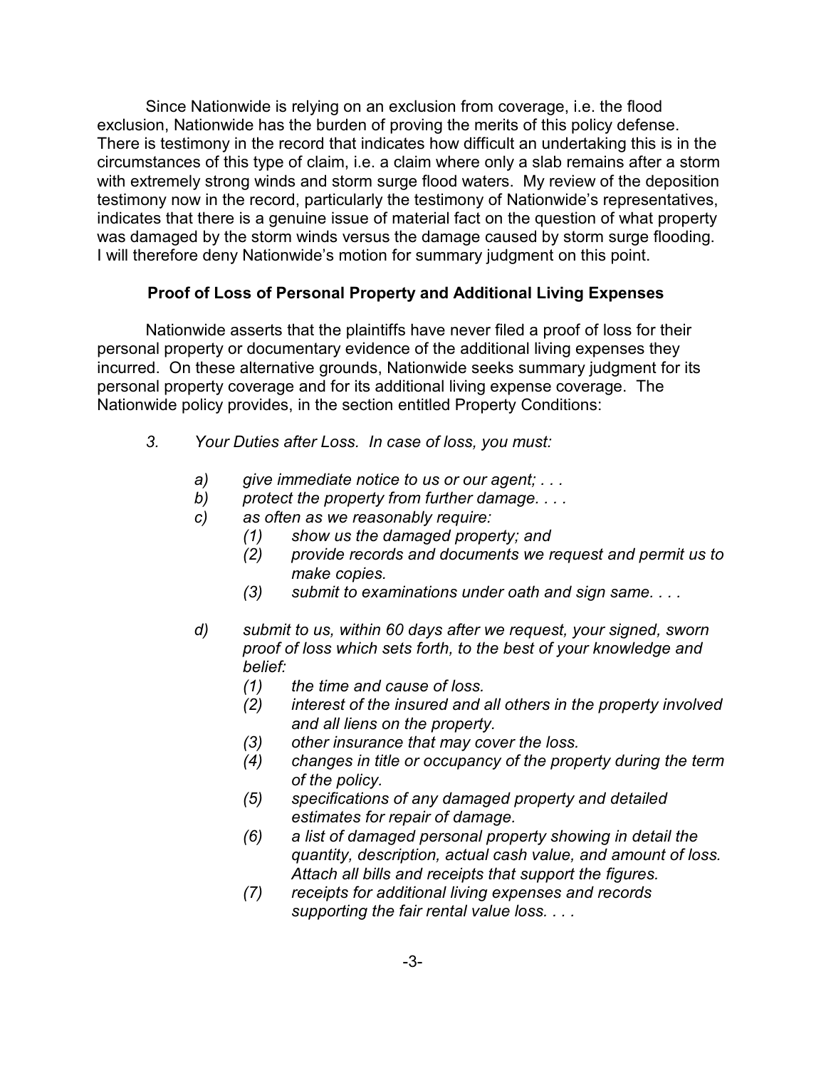Since Nationwide is relying on an exclusion from coverage, i.e. the flood exclusion, Nationwide has the burden of proving the merits of this policy defense. There is testimony in the record that indicates how difficult an undertaking this is in the circumstances of this type of claim, i.e. a claim where only a slab remains after a storm with extremely strong winds and storm surge flood waters. My review of the deposition testimony now in the record, particularly the testimony of Nationwide's representatives, indicates that there is a genuine issue of material fact on the question of what property was damaged by the storm winds versus the damage caused by storm surge flooding. I will therefore deny Nationwide's motion for summary judgment on this point.

**Proof of Loss of Personal Property and Additional Living Expenses**

Nationwide asserts that the plaintiffs have never filed a proof of loss for their personal property or documentary evidence of the additional living expenses they incurred. On these alternative grounds, Nationwide seeks summary judgment for its personal property coverage and for its additional living expense coverage. The Nationwide policy provides, in the section entitled Property Conditions:

> *3. Your Duties after Loss. In case of loss, you must:*
>
> *a) give immediate notice to us or our agent; . . .*
> *b) protect the property from further damage. . . .*
> *c) as often as we reasonably require:*
> *(1) show us the damaged property; and*
> *(2) provide records and documents we request and permit us to make copies.*
> *(3) submit to examinations under oath and sign same. . . .*
>
> *d) submit to us, within 60 days after we request, your signed, sworn proof of loss which sets forth, to the best of your knowledge and belief:*
> *(1) the time and cause of loss.*
> *(2) interest of the insured and all others in the property involved and all liens on the property.*
> *(3) other insurance that may cover the loss.*
> *(4) changes in title or occupancy of the property during the term of the policy.*
> *(5) specifications of any damaged property and detailed estimates for repair of damage.*
> *(6) a list of damaged personal property showing in detail the quantity, description, actual cash value, and amount of loss. Attach all bills and receipts that support the figures.*
> *(7) receipts for additional living expenses and records supporting the fair rental value loss. . . .*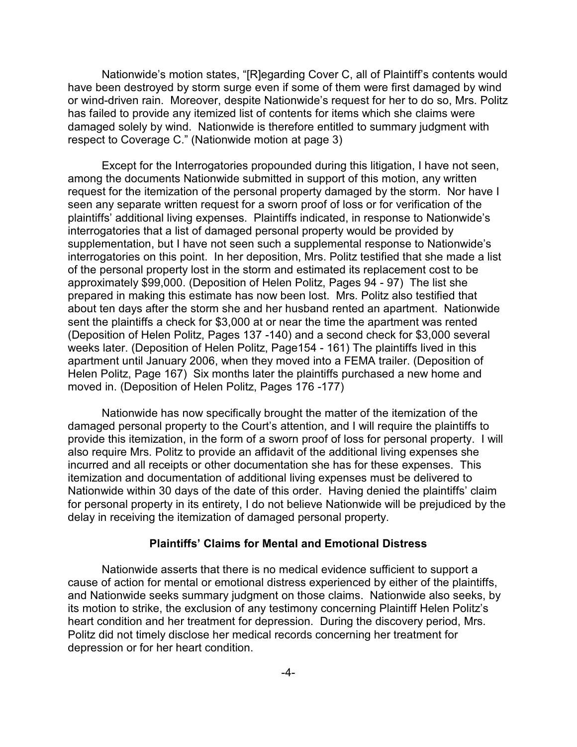Nationwide's motion states, "[R]egarding Cover C, all of Plaintiff's contents would have been destroyed by storm surge even if some of them were first damaged by wind or wind-driven rain. Moreover, despite Nationwide's request for her to do so, Mrs. Politz has failed to provide any itemized list of contents for items which she claims were damaged solely by wind. Nationwide is therefore entitled to summary judgment with respect to Coverage C." (Nationwide motion at page 3)

Except for the Interrogatories propounded during this litigation, I have not seen, among the documents Nationwide submitted in support of this motion, any written request for the itemization of the personal property damaged by the storm. Nor have I seen any separate written request for a sworn proof of loss or for verification of the plaintiffs' additional living expenses. Plaintiffs indicated, in response to Nationwide's interrogatories that a list of damaged personal property would be provided by supplementation, but I have not seen such a supplemental response to Nationwide's interrogatories on this point. In her deposition, Mrs. Politz testified that she made a list of the personal property lost in the storm and estimated its replacement cost to be approximately $99,000. (Deposition of Helen Politz, Pages 94 - 97) The list she prepared in making this estimate has now been lost. Mrs. Politz also testified that about ten days after the storm she and her husband rented an apartment. Nationwide sent the plaintiffs a check for $3,000 at or near the time the apartment was rented (Deposition of Helen Politz, Pages 137 -140) and a second check for $3,000 several weeks later. (Deposition of Helen Politz, Page154 - 161) The plaintiffs lived in this apartment until January 2006, when they moved into a FEMA trailer. (Deposition of Helen Politz, Page 167) Six months later the plaintiffs purchased a new home and moved in. (Deposition of Helen Politz, Pages 176 -177)

Nationwide has now specifically brought the matter of the itemization of the damaged personal property to the Court's attention, and I will require the plaintiffs to provide this itemization, in the form of a sworn proof of loss for personal property. I will also require Mrs. Politz to provide an affidavit of the additional living expenses she incurred and all receipts or other documentation she has for these expenses. This itemization and documentation of additional living expenses must be delivered to Nationwide within 30 days of the date of this order. Having denied the plaintiffs' claim for personal property in its entirety, I do not believe Nationwide will be prejudiced by the delay in receiving the itemization of damaged personal property.

**Plaintiffs' Claims for Mental and Emotional Distress**

Nationwide asserts that there is no medical evidence sufficient to support a cause of action for mental or emotional distress experienced by either of the plaintiffs, and Nationwide seeks summary judgment on those claims. Nationwide also seeks, by its motion to strike, the exclusion of any testimony concerning Plaintiff Helen Politz's heart condition and her treatment for depression. During the discovery period, Mrs. Politz did not timely disclose her medical records concerning her treatment for depression or for her heart condition.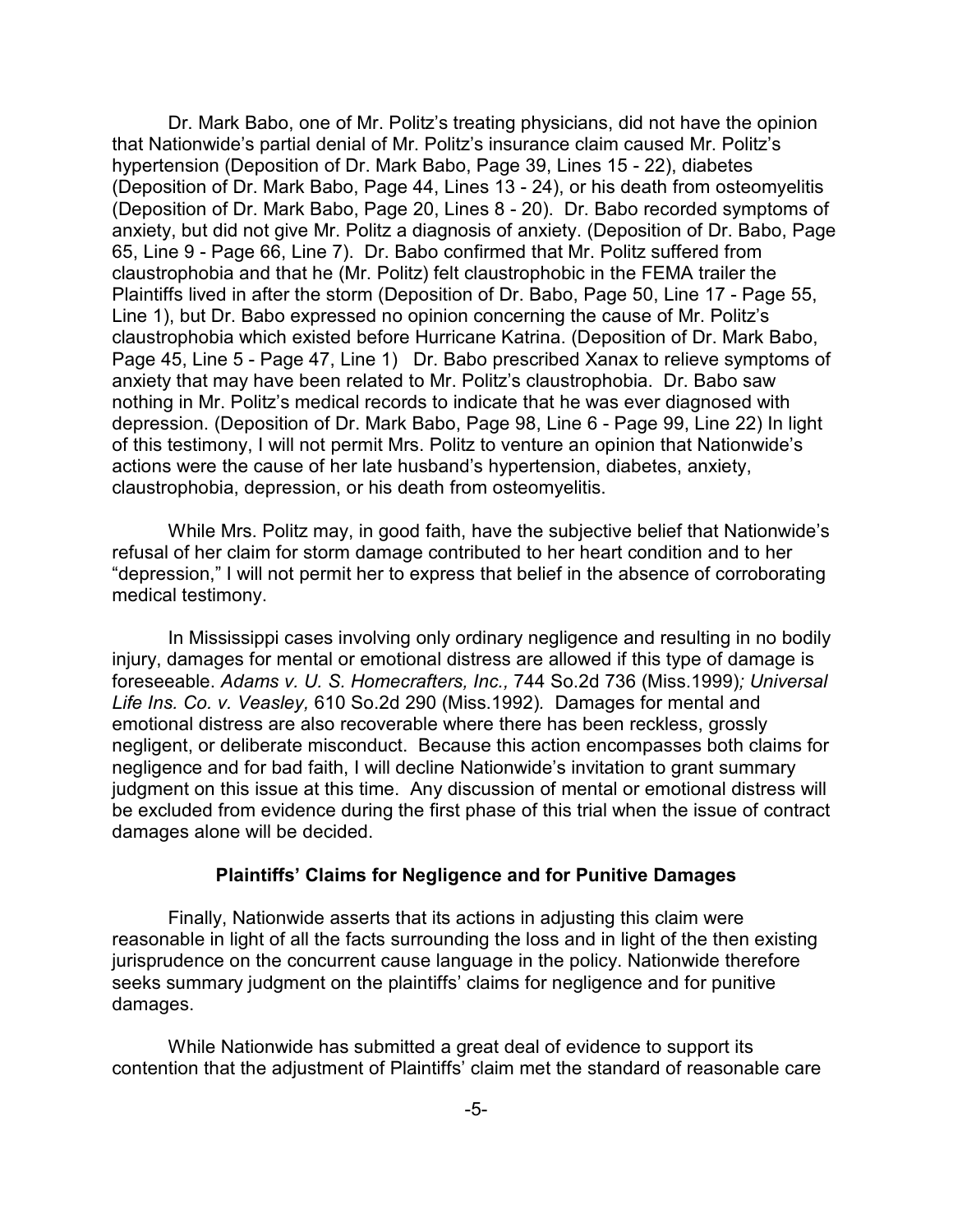Dr. Mark Babo, one of Mr. Politz's treating physicians, did not have the opinion that Nationwide's partial denial of Mr. Politz's insurance claim caused Mr. Politz's hypertension (Deposition of Dr. Mark Babo, Page 39, Lines 15 - 22), diabetes (Deposition of Dr. Mark Babo, Page 44, Lines 13 - 24), or his death from osteomyelitis (Deposition of Dr. Mark Babo, Page 20, Lines 8 - 20). Dr. Babo recorded symptoms of anxiety, but did not give Mr. Politz a diagnosis of anxiety. (Deposition of Dr. Babo, Page 65, Line 9 - Page 66, Line 7). Dr. Babo confirmed that Mr. Politz suffered from claustrophobia and that he (Mr. Politz) felt claustrophobic in the FEMA trailer the Plaintiffs lived in after the storm (Deposition of Dr. Babo, Page 50, Line 17 - Page 55, Line 1), but Dr. Babo expressed no opinion concerning the cause of Mr. Politz's claustrophobia which existed before Hurricane Katrina. (Deposition of Dr. Mark Babo, Page 45, Line 5 - Page 47, Line 1) Dr. Babo prescribed Xanax to relieve symptoms of anxiety that may have been related to Mr. Politz's claustrophobia. Dr. Babo saw nothing in Mr. Politz's medical records to indicate that he was ever diagnosed with depression. (Deposition of Dr. Mark Babo, Page 98, Line 6 - Page 99, Line 22) In light of this testimony, I will not permit Mrs. Politz to venture an opinion that Nationwide's actions were the cause of her late husband's hypertension, diabetes, anxiety, claustrophobia, depression, or his death from osteomyelitis.

While Mrs. Politz may, in good faith, have the subjective belief that Nationwide's refusal of her claim for storm damage contributed to her heart condition and to her "depression," I will not permit her to express that belief in the absence of corroborating medical testimony.

In Mississippi cases involving only ordinary negligence and resulting in no bodily injury, damages for mental or emotional distress are allowed if this type of damage is foreseeable. *Adams v. U. S. Homecrafters, Inc.,* 744 So.2d 736 (Miss.1999)*; Universal Life Ins. Co. v. Veasley,* 610 So.2d 290 (Miss.1992). Damages for mental and emotional distress are also recoverable where there has been reckless, grossly negligent, or deliberate misconduct. Because this action encompasses both claims for negligence and for bad faith, I will decline Nationwide's invitation to grant summary judgment on this issue at this time. Any discussion of mental or emotional distress will be excluded from evidence during the first phase of this trial when the issue of contract damages alone will be decided.

## Plaintiffs' Claims for Negligence and for Punitive Damages

Finally, Nationwide asserts that its actions in adjusting this claim were reasonable in light of all the facts surrounding the loss and in light of the then existing jurisprudence on the concurrent cause language in the policy. Nationwide therefore seeks summary judgment on the plaintiffs' claims for negligence and for punitive damages.

While Nationwide has submitted a great deal of evidence to support its contention that the adjustment of Plaintiffs' claim met the standard of reasonable care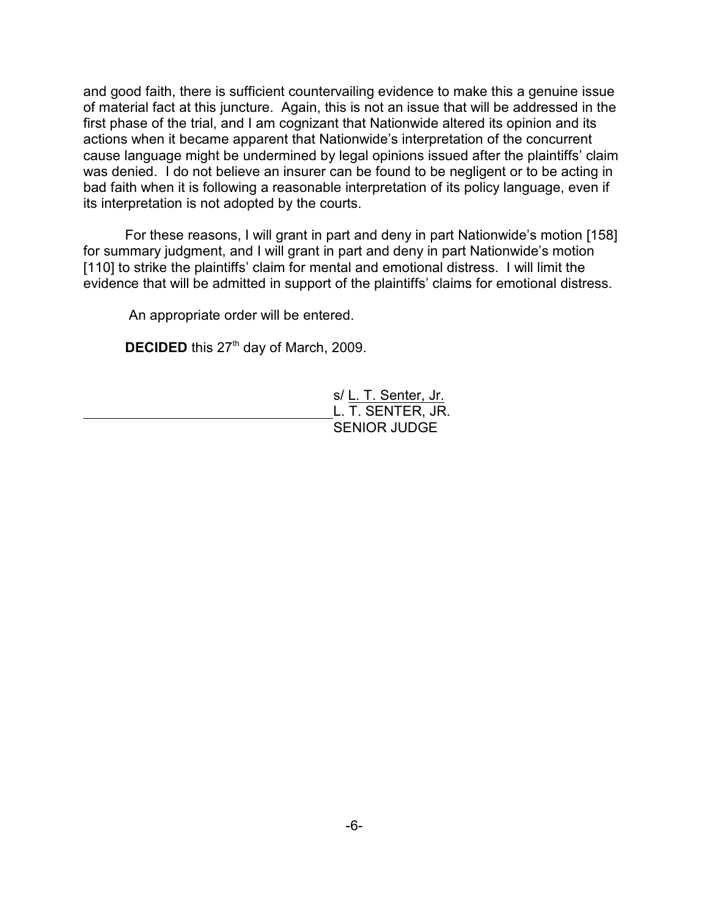and good faith, there is sufficient countervailing evidence to make this a genuine issue of material fact at this juncture. Again, this is not an issue that will be addressed in the first phase of the trial, and I am cognizant that Nationwide altered its opinion and its actions when it became apparent that Nationwide's interpretation of the concurrent cause language might be undermined by legal opinions issued after the plaintiffs' claim was denied. I do not believe an insurer can be found to be negligent or to be acting in bad faith when it is following a reasonable interpretation of its policy language, even if its interpretation is not adopted by the courts.

For these reasons, I will grant in part and deny in part Nationwide's motion [158] for summary judgment, and I will grant in part and deny in part Nationwide's motion [110] to strike the plaintiffs' claim for mental and emotional distress. I will limit the evidence that will be admitted in support of the plaintiffs' claims for emotional distress.

An appropriate order will be entered.

**DECIDED** this 27th day of March, 2009.

s/ L. T. Senter, Jr.
L. T. SENTER, JR.
SENIOR JUDGE